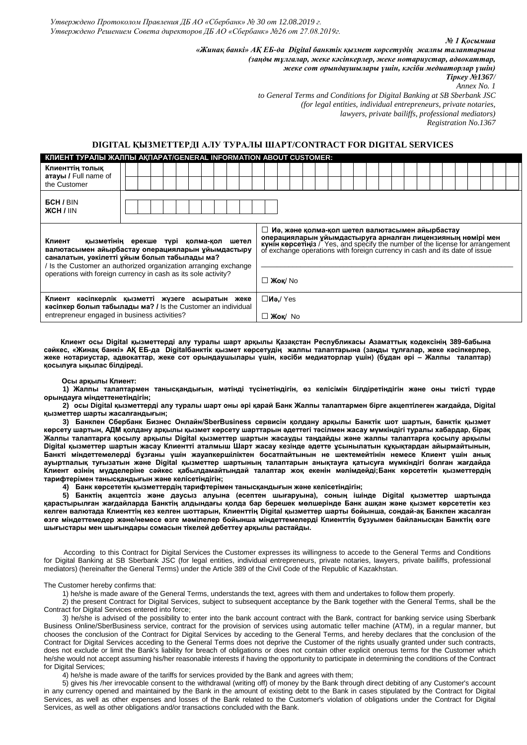*Утверждено Протоколом Правления ДБ АО «Сбербанк» № 30 от 12.08.2019 г.*
*Утверждено Решением Совета директоров ДБ АО «Сбербанк» №26 от 27.08.2019г.*

*№ 1 Қосымша*
*«Жинақ банкі» АҚ ЕБ-да Digital банктік қызмет көрсетудің жалпы талаптарына*
*(заңды тұлғалар, жеке кәсіпкерлер, жеке нотариустар, адвокаттар,*
*жеке сот орындаушылары үшін, кәсіби медиаторлар үшін)*
*Тіркеу №1367/*
*Annex No. 1*
*to General Terms and Conditions for Digital Banking at SB Sberbank JSC*
*(for legal entities, individual entrepreneurs, private notaries,*
*lawyers, private bailiffs, professional mediators)*
*Registration No.1367*

## DIGITAL ҚЫЗМЕТТЕРДІ АЛУ ТУРАЛЫ ШАРТ/CONTRACT FOR DIGITAL SERVICES

| **КЛИЕНТ ТУРАЛЫ ЖАЛПЫ АҚПАРАТ/GENERAL INFORMATION ABOUT CUSTOMER:** | |
|---|---|
| **Клиенттің толық атауы /** Full name of the Customer | |
| **БСН /** BIN<br>**ЖСН /** IIN | |
| **Клиент қызметінің ерекше түрі қолма-қол шетел валютасымен айырбастау операцияларын ұйымдастыру саналатын, уәкілетті ұйым болып табылады ма?** / Is the Customer an authorized organization arranging exchange operations with foreign currency in cash as its sole activity? | ☐ **Иә, және қолма-қол шетел валютасымен айырбастау операцияларын ұйымдастыруға арналған лицензияның нөмірі мен күнін көрсетіңіз** / Yes, and specify the number of the license for arrangement of exchange operations with foreign currency in cash and its date of issue<br>_______________<br>☐ **Жоқ**/ No |
| **Клиент кәсіпкерлік қызметті жүзеге асыратын жеке кәсіпкер болып табылады ма? /** Is the Customer an individual entrepreneur engaged in business activities? | ☐**Иә,**/ Yes<br>☐ **Жоқ**/ No |

**Клиент осы Digital қызметтерді алу туралы шарт арқылы Қазақстан Республикасы Азаматтық кодексінің 389-бабына сәйкес, «Жинақ банкі» АҚ ЕБ-да Digitalбанктік қызмет көрсетудің жалпы талаптарына (заңды тұлғалар, жеке кәсіпкерлер, жеке нотариустар, адвокаттар, жеке сот орындаушылары үшін, кәсіби медиаторлар үшін) (бұдан әрі – Жалпы талаптар) қосылуға ықылас білдіреді.**

**Осы арқылы Клиент:**

**1) Жалпы талаптармен танысқандығын, мәтінді түсінетіндігін, өз келісімін білдіретіндігін және оны тиісті түрде орындауға міндеттенетіндігін;**

**2) осы Digital қызметтерді алу туралы шарт оны әрі қарай Банк Жалпы талаптармен бірге акцептілеген жағдайда, Digital қызметтер шарты жасалғандығын;**

**3) Банкпен Сбербанк Бизнес Онлайн/SberBusiness сервисін қолдану арқылы Банктік шот шартын, банктік қызмет көрсету шартын, АДМ қолдану арқылы қызмет көрсету шарттарын әдеттегі тәсілмен жасау мүмкіндігі туралы хабардар, бірақ Жалпы талаптарға қосылу арқылы Digital қызметтер шартын жасауды таңдайды және жалпы талаптарға қосылу арқылы Digital қызметтер шартын жасау Клиентті аталмыш Шарт жасау кезінде әдетте ұсынылатын құқықтардан айырмайтынын, Банкті міндеттемелерді бұзғаны үшін жауапкершіліктен босатпайтынын не шектемейтінін немесе Клиент үшін анық ауыртпалық туғызатын және Digital қызметтер шартының талаптарын анықтауға қатысуға мүмкіндігі болған жағдайда Клиент өзінің мүдделеріне сәйкес қабылдамайтындай талаптар жоқ екенін мәлімдейді;Банк көрсететін қызметтердің тарифтерімен танысқандығын және келісетіндігін;**

**4) Банк көрсететін қызметтердің тарифтерімен танысқандығын және келісетіндігін;**

**5) Банктің акцептсіз және даусыз алуына (есептен шығаруына), соның ішінде Digital қызметтер шартында қарастырылған жағдайларда Банктің алдындағы қолда бар берешек мөлшерінде Банк ашқан және қызмет көрсететін кез келген валютада Клиенттің кез келген шоттарын, Клиенттің Digital қызметтер шарты бойынша, сондай-ақ Банкпен жасалған өзге міндеттемедер және/немесе өзге мәмілелер бойынша міндеттемелерді Клиенттің бұзуымен байланысқан Банктің өзге шығыстары мен шығындары сомасын тікелей дебеттеу арқылы растайды.**

According to this Contract for Digital Services the Customer expresses its willingness to accede to the General Terms and Conditions for Digital Banking at SB Sberbank JSC (for legal entities, individual entrepreneurs, private notaries, lawyers, private bailiffs, professional mediators) (hereinafter the General Terms) under the Article 389 of the Civil Code of the Republic of Kazakhstan.

The Customer hereby confirms that:

1) he/she is made aware of the General Terms, understands the text, agrees with them and undertakes to follow them properly.

2) the present Contract for Digital Services, subject to subsequent acceptance by the Bank together with the General Terms, shall be the Contract for Digital Services entered into force;

3) he/she is advised of the possibility to enter into the bank account contract with the Bank, contract for banking service using Sberbank Business Online/SberBusiness service, contract for the provision of services using automatic teller machine (ATM), in a regular manner, but chooses the conclusion of the Contract for Digital Services by acceding to the General Terms, and hereby declares that the conclusion of the Contract for Digital Services acceding to the General Terms does not deprive the Customer of the rights usually granted under such contracts, does not exclude or limit the Bank's liability for breach of obligations or does not contain other explicit onerous terms for the Customer which he/she would not accept assuming his/her reasonable interests if having the opportunity to participate in determining the conditions of the Contract for Digital Services;

4) he/she is made aware of the tariffs for services provided by the Bank and agrees with them;

5) gives his /her irrevocable consent to the withdrawal (written off) of money by the Bank through direct debiting of any Customer's account in any currency opened and maintained by the Bank in the amount of existing debt to the Bank in cases stipulated by the Contract for Digital Services, as well as other expenses and losses of the Bank related to the Customer's violation of obligations under the Contract for Digital Services, as well as other obligations and/or transactions concluded with the Bank.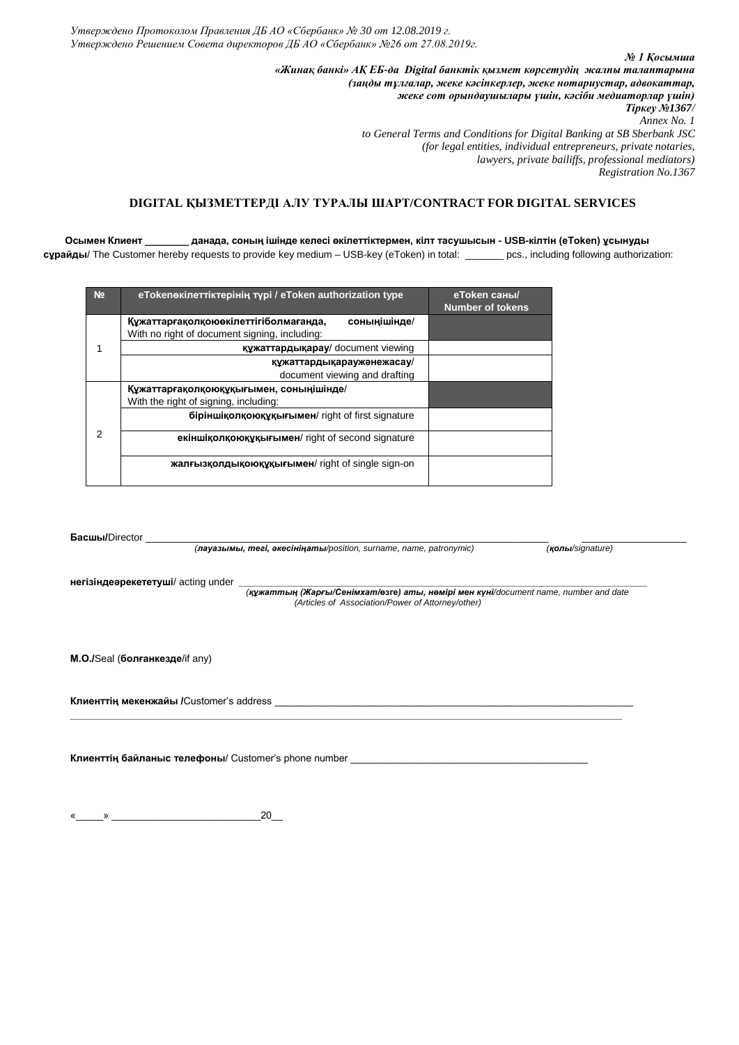*Утверждено Протоколом Правления ДБ АО «Сбербанк» № 30 от 12.08.2019 г.*
*Утверждено Решением Совета директоров ДБ АО «Сбербанк» №26 от 27.08.2019г.*

***№ 1 Қосымша***
***«Жинақ банкі» АҚ ЕБ-да Digital банктік қызмет көрсетудің жалпы талаптарына***
***(заңды тұлғалар, жеке кәсіпкерлер, жеке нотариустар, адвокаттар,***
***жеке сот орындаушылары үшін, кәсіби медиаторлар үшін)***
***Тіркеу №1367/***
*Annex No. 1*
*to General Terms and Conditions for Digital Banking at SB Sberbank JSC*
*(for legal entities, individual entrepreneurs, private notaries,*
*lawyers, private bailiffs, professional mediators)*
*Registration No.1367*

## DIGITAL ҚЫЗМЕТТЕРДІ АЛУ ТУРАЛЫ ШАРТ/CONTRACT FOR DIGITAL SERVICES

**Осымен Клиент ________ данада, соның ішінде келесі өкілеттіктермен, кілт тасушысын - USB-кілтін (eToken) ұсынуды сұрайды**/ The Customer hereby requests to provide key medium – USB-key (eToken) in total: _______ pcs., including following authorization:

| № | eTokenөкілеттіктерінің түрі / eToken authorization type | eToken саны/ Number of tokens |
|---|---|---|
| 1 | **Құжаттарғақолқоюөкілеттігіболмағанда, соныңішінде**/ With no right of document signing, including: | |
| | **құжаттардықарау**/ document viewing | |
| | **құжаттардықараужәнежасау**/ document viewing and drafting | |
| 2 | **Құжаттарғақолқоюқұқығымен, соныңішінде**/ With the right of signing, including: | |
| | **біріншіқолқоюқұқығымен**/ right of first signature | |
| | **екіншіқолқоюқұқығымен**/ right of second signature | |
| | **жалғызқолдықоюқұқығымен**/ right of single sign-on | |

**Басшы/**Director ________________________________________________ ____________________
*(**лауазымы, тегі, әкесініңаты**/position, surname, name, patronymic)* *(**қолы**/signature)*

**негізіндеәрекететуші**/ acting under ________________________________________________
*(**құжаттың (Жарғы/Сенімхат/өзге) аты, нөмірі мен күні**/document name, number and date (Articles of Association/Power of Attorney/other)*

**М.О./**Seal (**болғанкезде**/if any)

**Клиенттің мекенжайы /**Customer's address ________________________________________________
________________________________________________

**Клиенттің байланыс телефоны**/ Customer's phone number ________________________________________________

«_____» __________________________20__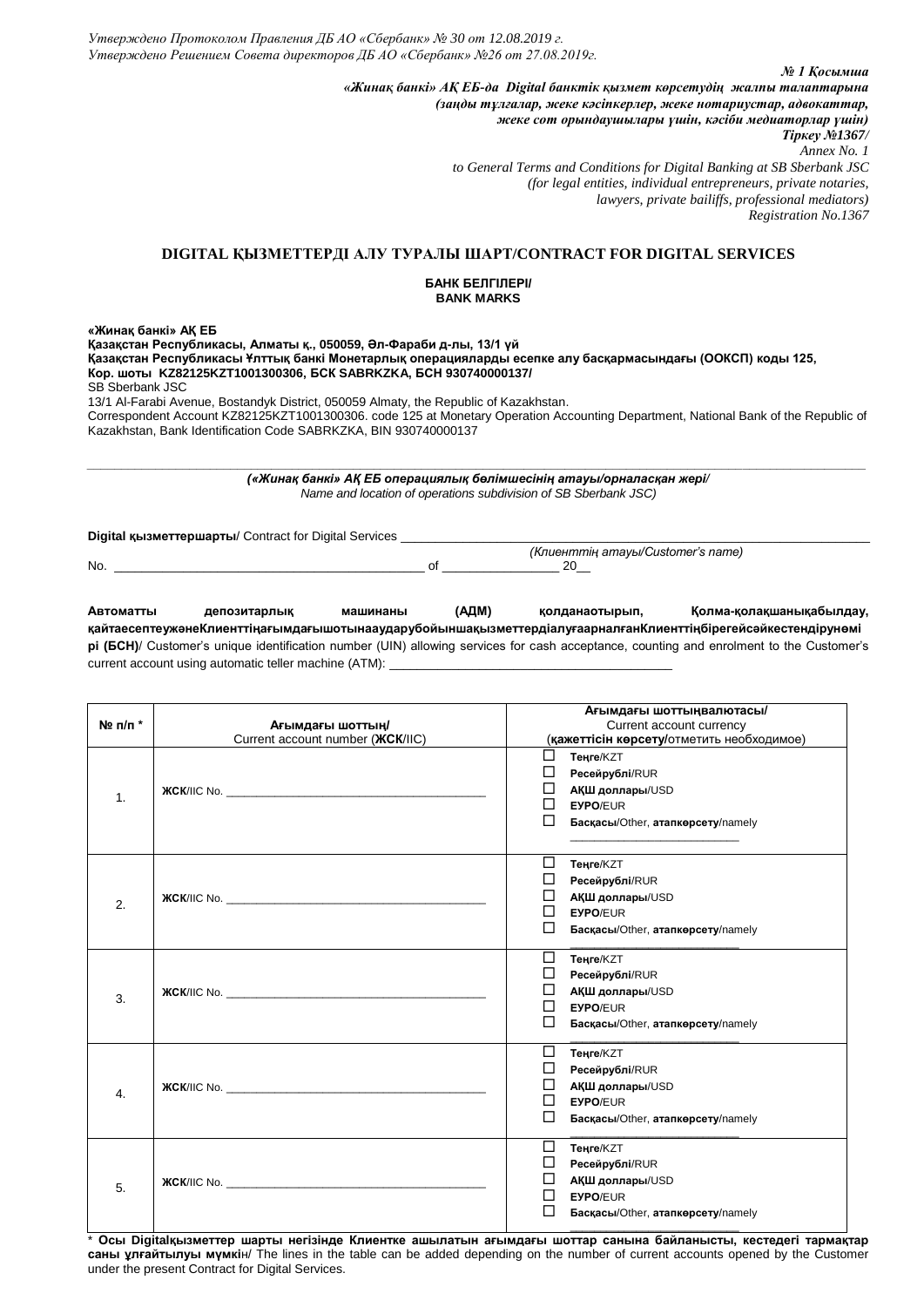*Утверждено Протоколом Правления ДБ АО «Сбербанк» № 30 от 12.08.2019 г.*
*Утверждено Решением Совета директоров ДБ АО «Сбербанк» №26 от 27.08.2019г.*

***№ 1 Қосымша***
***«Жинақ банкі» АҚ ЕБ-да Digital банктік қызмет көрсетудің жалпы талаптарына***
***(заңды тұлғалар, жеке кәсіпкерлер, жеке нотариустар, адвокаттар,***
***жеке сот орындаушылары үшін, кәсіби медиаторлар үшін)***
***Тіркеу №1367/***
*Annex No. 1*
*to General Terms and Conditions for Digital Banking at SB Sberbank JSC*
*(for legal entities, individual entrepreneurs, private notaries,*
*lawyers, private bailiffs, professional mediators)*
*Registration No.1367*

## DIGITAL ҚЫЗМЕТТЕРДІ АЛУ ТУРАЛЫ ШАРТ/CONTRACT FOR DIGITAL SERVICES

**БАНК БЕЛГІЛЕРІ/**
**BANK MARKS**

**«Жинақ банкі» АҚ ЕБ**
**Қазақстан Республикасы, Алматы қ., 050059, Әл-Фараби д-лы, 13/1 үй**
**Қазақстан Республикасы Ұлттық банкі Монетарлық операцияларды есепке алу басқармасындағы (ООКСП) коды 125,**
**Кор. шоты KZ82125KZT1001300306, БСК SABRKZKA, БСН 930740000137/**
SB Sberbank JSC
13/1 Al-Farabi Avenue, Bostandyk District, 050059 Almaty, the Republic of Kazakhstan.
Correspondent Account KZ82125KZT1001300306. code 125 at Monetary Operation Accounting Department, National Bank of the Republic of Kazakhstan, Bank Identification Code SABRKZKA, BIN 930740000137

______________________________________________________________________________________________
***(«Жинақ банкі» АҚ ЕБ операциялық бөлімшесінің атауы/орналасқан жері/***
*Name and location of operations subdivision of SB Sberbank JSC)*

**Digital қызметтершарты**/ Contract for Digital Services ____________________________________________
*(Клиенттің атауы/Customer's name)*
No. ____________________________________________ of ________________ 20__

**Автоматты депозитарлық машинаны (АДМ) қолданаотырып, Қолма-қолақшаныққабылдау, қайтаесептеужәнеКлиенттіңағымдағышотынааударубойыншақызметтердіалуғаарналғанКлиенттіңбірегейсәйкестендірунөмірі (БСН)**/ Customer's unique identification number (UIN) allowing services for cash acceptance, counting and enrolment to the Customer's current account using automatic teller machine (ATM): ________________________________________

| № п/п * | **Ағымдағы шоттың/** Current account number (**ЖСК**/IIC) | **Ағымдағы шоттыңвалютасы/** Current account currency (**қажеттісін көрсету/**отметить необходимое) |
|---|---|---|
| 1. | **ЖСК**/IIC No. ________________________________________ | ☐ **Теңге**/KZT<br>☐ **Ресейрублі**/RUR<br>☐ **АҚШ доллары**/USD<br>☐ **ЕУРО**/EUR<br>☐ **Басқасы**/Other, **атапкөрсету**/namely ________________________ |
| 2. | **ЖСК**/IIC No. ________________________________________ | ☐ **Теңге**/KZT<br>☐ **Ресейрублі**/RUR<br>☐ **АҚШ доллары**/USD<br>☐ **ЕУРО**/EUR<br>☐ **Басқасы**/Other, **атапкөрсету**/namely ________________________ |
| 3. | **ЖСК**/IIC No. ________________________________________ | ☐ **Теңге**/KZT<br>☐ **Ресейрублі**/RUR<br>☐ **АҚШ доллары**/USD<br>☐ **ЕУРО**/EUR<br>☐ **Басқасы**/Other, **атапкөрсету**/namely ________________________ |
| 4. | **ЖСК**/IIC No. ________________________________________ | ☐ **Теңге**/KZT<br>☐ **Ресейрублі**/RUR<br>☐ **АҚШ доллары**/USD<br>☐ **ЕУРО**/EUR<br>☐ **Басқасы**/Other, **атапкөрсету**/namely ________________________ |
| 5. | **ЖСК**/IIC No. ________________________________________ | ☐ **Теңге**/KZT<br>☐ **Ресейрублі**/RUR<br>☐ **АҚШ доллары**/USD<br>☐ **ЕУРО**/EUR<br>☐ **Басқасы**/Other, **атапкөрсету**/namely ________________________ |

* **Осы Digitalқызметтер шарты негізінде Клиентке ашылатын ағымдағы шоттар санына байланысты, кестедегі тармақтар саны ұлғайтылуы мүмкін**/ The lines in the table can be added depending on the number of current accounts opened by the Customer under the present Contract for Digital Services.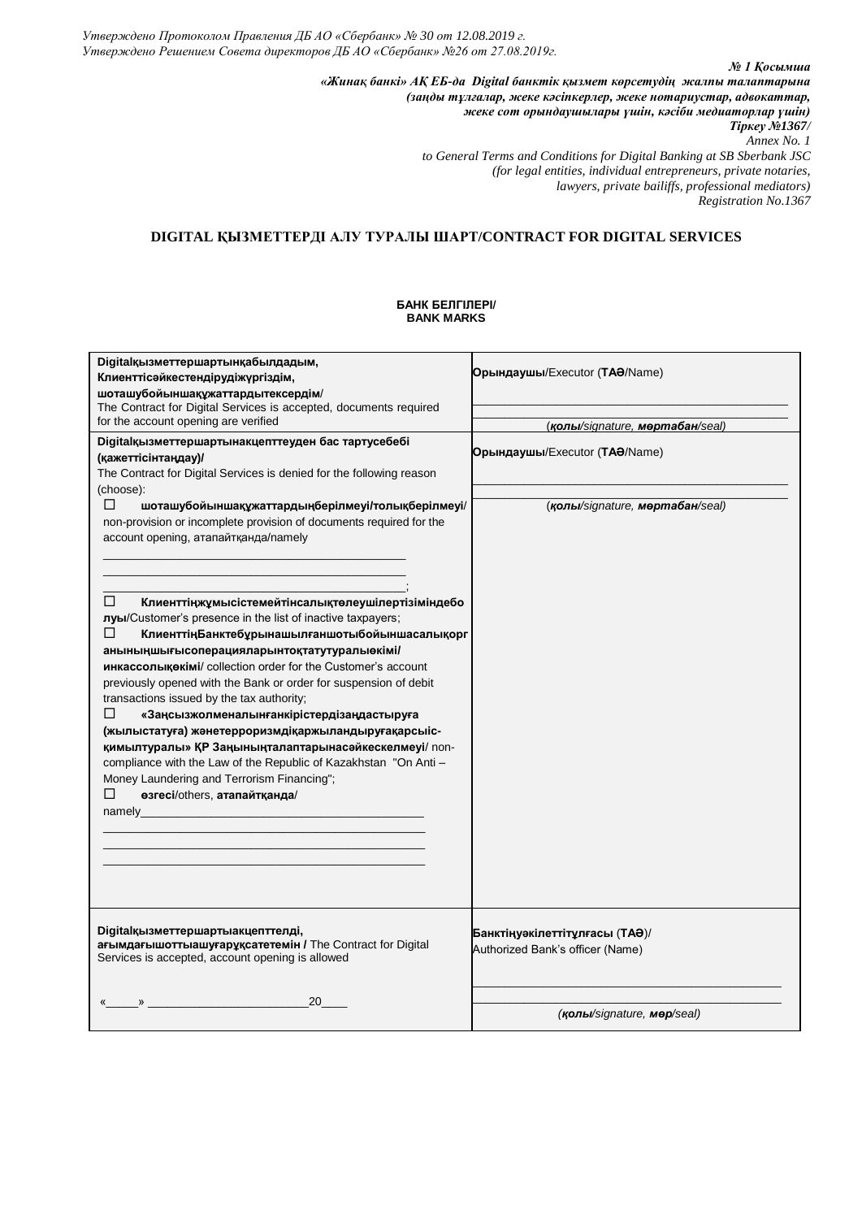*Утверждено Протоколом Правления ДБ АО «Сбербанк» № 30 от 12.08.2019 г.*
*Утверждено Решением Совета директоров ДБ АО «Сбербанк» №26 от 27.08.2019г.*

***№ 1 Қосымша***
***«Жинақ банкі» АҚ ЕБ-да Digital банктік қызмет көрсетудің жалпы талаптарына***
***(заңды тұлғалар, жеке кәсіпкерлер, жеке нотариустар, адвокаттар,***
***жеке сот орындаушылары үшін, кәсіби медиаторлар үшін)***
***Тіркеу №1367/***
*Annex No. 1*
*to General Terms and Conditions for Digital Banking at SB Sberbank JSC*
*(for legal entities, individual entrepreneurs, private notaries,*
*lawyers, private bailiffs, professional mediators)*
*Registration No.1367*

## DIGITAL ҚЫЗМЕТТЕРДІ АЛУ ТУРАЛЫ ШАРТ/CONTRACT FOR DIGITAL SERVICES

**БАНК БЕЛГІЛЕРІ/**
**BANK MARKS**

| | |
|---|---|
| **Digitalқызметтершартынқабылдадым, Клиенттісәйкестендірудіжүргіздім, шоташубойыншақұжаттардытексердім**/ The Contract for Digital Services is accepted, documents required for the account opening are verified | **Орындаушы**/Executor (**ТАӘ**/Name) ____________________ (***қолы****/signature,* ***мөртабан****/seal*) |
| **Digitalқызметтершартынакцепттеуден бас тартусебебі (қажеттісінтаңдау)/** The Contract for Digital Services is denied for the following reason (choose): ☐ **шоташубойыншақұжаттардыңберілмеуі/толықберілмеуі**/ non-provision or incomplete provision of documents required for the account opening, **атапайтқанда**/namely ____________________; ☐ **Клиенттіңжұмысісистемейтінсалықтөлеушілертізіміндеболуы**/Customer's presence in the list of inactive taxpayers; ☐ **КлиенттіңБанктебұрынашылғаншотыбойыншасалықорганыныңшығысоперацияларынтоқтатутуралыөкімі/ инкассолықөкімі**/ collection order for the Customer's account previously opened with the Bank or order for suspension of debit transactions issued by the tax authority; ☐ **«Заңсызжолменалынғанкірістердізаңдастыруға (жылыстатуға) жәнетерроризмдіқаржыландыруғақарсыіс-қимылтуралы» ҚР Заңыныңталаптарынасәйкескелмеуі**/ non-compliance with the Law of the Republic of Kazakhstan "On Anti – Money Laundering and Terrorism Financing"; ☐ **өзгесі**/others, **атапайтқанда**/ namely____________________ | **Орындаушы**/Executor (**ТАӘ**/Name) ____________________ (***қолы****/signature,* ***мөртабан****/seal*) |
| **Digitalқызметтершартыакцепттелді, ағымдағышоттыашуғарұқсатетемін /** The Contract for Digital Services is accepted, account opening is allowed «_____» ________________________20____ | **Банктіңуәкілеттітұлғасы** (**ТАӘ**)/ Authorized Bank's officer (Name) ____________________ (***қолы****/signature,* ***мөр****/seal*) |